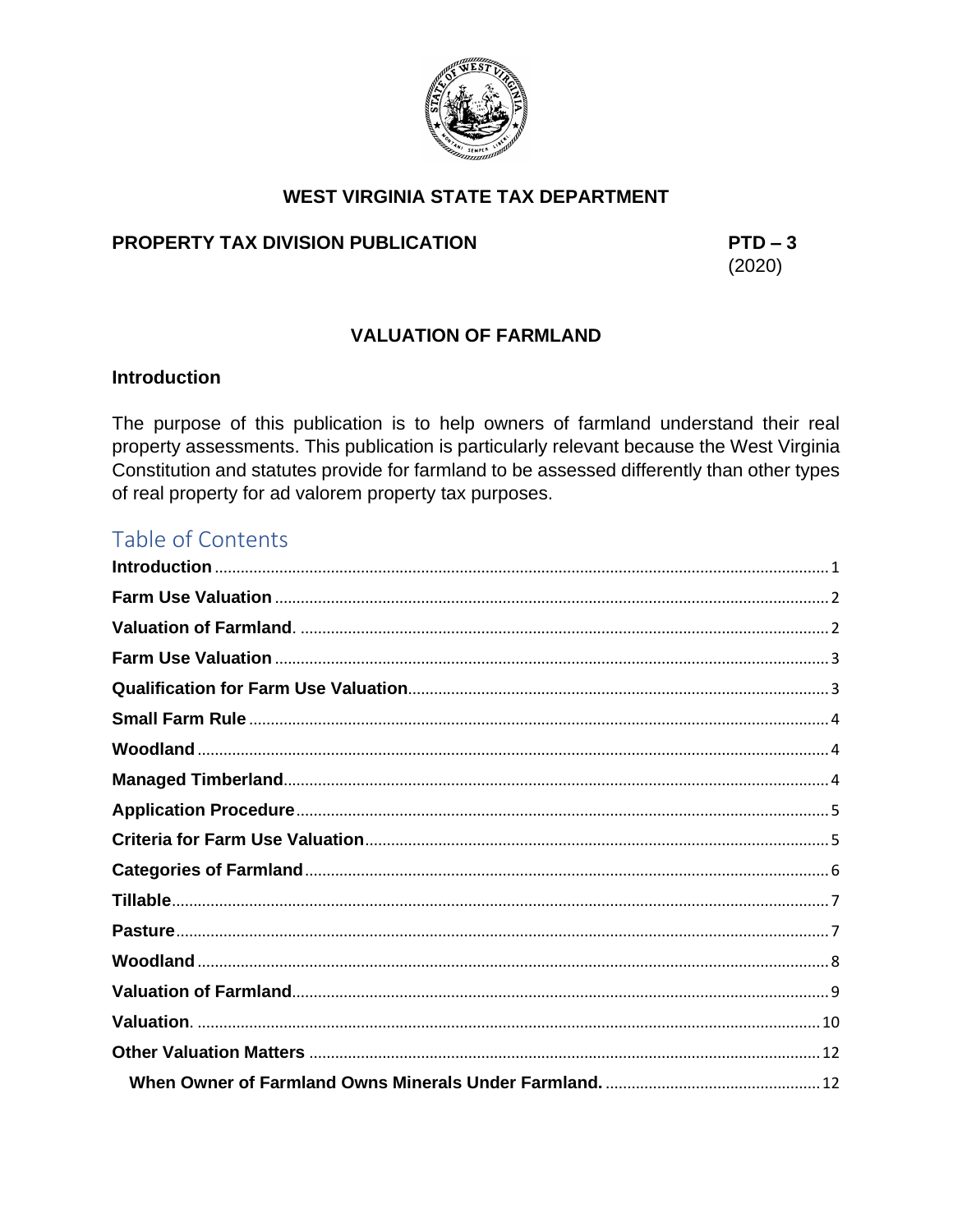**WEST VIRGINIA STATE TAX DEPARTMENT**

**PROPERTY TAX DIVISION PUBLICATION** **PTD – 3**
(2020)

# VALUATION OF FARMLAND

## Introduction

The purpose of this publication is to help owners of farmland understand their real property assessments. This publication is particularly relevant because the West Virginia Constitution and statutes provide for farmland to be assessed differently than other types of real property for ad valorem property tax purposes.

## Table of Contents

**Introduction** ............ 1
**Farm Use Valuation** ............ 2
**Valuation of Farmland**. ............ 2
**Farm Use Valuation** ............ 3
**Qualification for Farm Use Valuation** ............ 3
**Small Farm Rule** ............ 4
**Woodland** ............ 4
**Managed Timberland** ............ 4
**Application Procedure** ............ 5
**Criteria for Farm Use Valuation** ............ 5
**Categories of Farmland** ............ 6
**Tillable** ............ 7
**Pasture** ............ 7
**Woodland** ............ 8
**Valuation of Farmland** ............ 9
**Valuation**. ............ 10
**Other Valuation Matters** ............ 12
  **When Owner of Farmland Owns Minerals Under Farmland.** ............ 12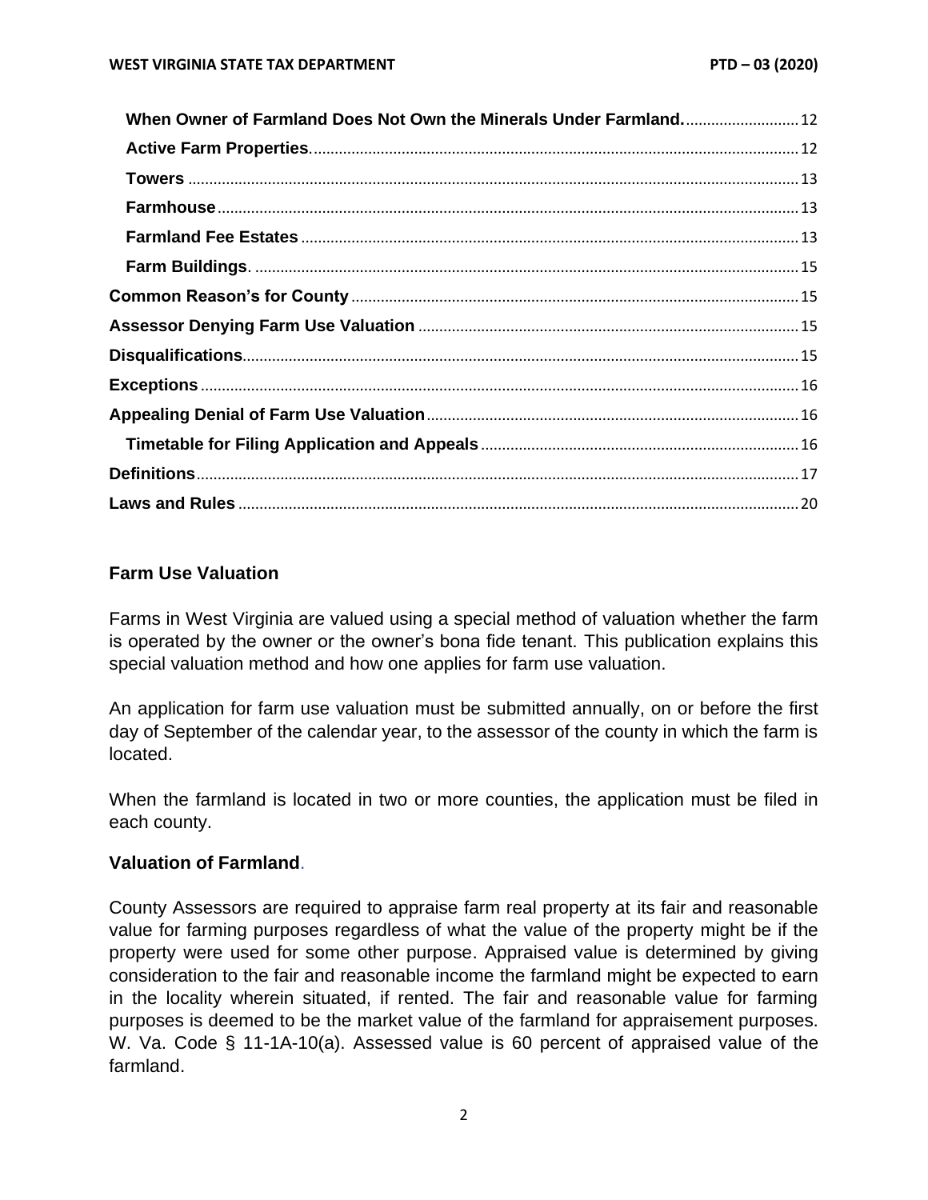**When Owner of Farmland Does Not Own the Minerals Under Farmland.** ............ 12
**Active Farm Properties** ............ 12
**Towers** ............ 13
**Farmhouse** ............ 13
**Farmland Fee Estates** ............ 13
**Farm Buildings**. ............ 15
**Common Reason's for County** ............ 15
**Assessor Denying Farm Use Valuation** ............ 15
**Disqualifications** ............ 15
**Exceptions** ............ 16
**Appealing Denial of Farm Use Valuation** ............ 16
**Timetable for Filing Application and Appeals** ............ 16
**Definitions** ............ 17
**Laws and Rules** ............ 20

## Farm Use Valuation

Farms in West Virginia are valued using a special method of valuation whether the farm is operated by the owner or the owner's bona fide tenant. This publication explains this special valuation method and how one applies for farm use valuation.

An application for farm use valuation must be submitted annually, on or before the first day of September of the calendar year, to the assessor of the county in which the farm is located.

When the farmland is located in two or more counties, the application must be filed in each county.

### Valuation of Farmland.

County Assessors are required to appraise farm real property at its fair and reasonable value for farming purposes regardless of what the value of the property might be if the property were used for some other purpose. Appraised value is determined by giving consideration to the fair and reasonable income the farmland might be expected to earn in the locality wherein situated, if rented. The fair and reasonable value for farming purposes is deemed to be the market value of the farmland for appraisement purposes. W. Va. Code § 11-1A-10(a). Assessed value is 60 percent of appraised value of the farmland.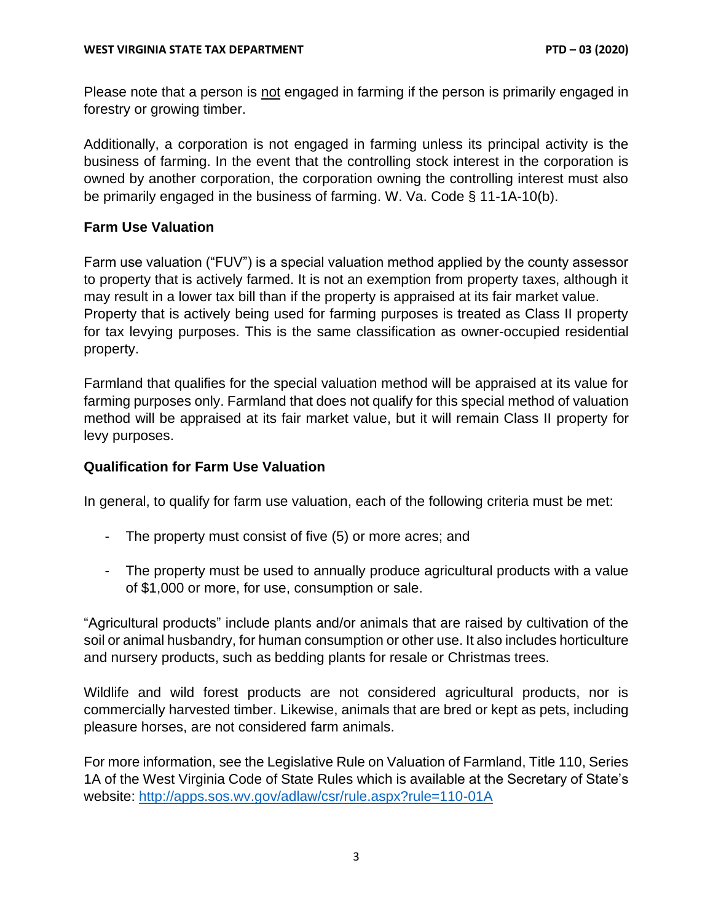Please note that a person is <u>not</u> engaged in farming if the person is primarily engaged in forestry or growing timber.

Additionally, a corporation is not engaged in farming unless its principal activity is the business of farming. In the event that the controlling stock interest in the corporation is owned by another corporation, the corporation owning the controlling interest must also be primarily engaged in the business of farming. W. Va. Code § 11-1A-10(b).

### Farm Use Valuation

Farm use valuation ("FUV") is a special valuation method applied by the county assessor to property that is actively farmed. It is not an exemption from property taxes, although it may result in a lower tax bill than if the property is appraised at its fair market value. Property that is actively being used for farming purposes is treated as Class II property for tax levying purposes. This is the same classification as owner-occupied residential property.

Farmland that qualifies for the special valuation method will be appraised at its value for farming purposes only. Farmland that does not qualify for this special method of valuation method will be appraised at its fair market value, but it will remain Class II property for levy purposes.

### Qualification for Farm Use Valuation

In general, to qualify for farm use valuation, each of the following criteria must be met:

- The property must consist of five (5) or more acres; and

- The property must be used to annually produce agricultural products with a value of $1,000 or more, for use, consumption or sale.

"Agricultural products" include plants and/or animals that are raised by cultivation of the soil or animal husbandry, for human consumption or other use. It also includes horticulture and nursery products, such as bedding plants for resale or Christmas trees.

Wildlife and wild forest products are not considered agricultural products, nor is commercially harvested timber. Likewise, animals that are bred or kept as pets, including pleasure horses, are not considered farm animals.

For more information, see the Legislative Rule on Valuation of Farmland, Title 110, Series 1A of the West Virginia Code of State Rules which is available at the Secretary of State's website: [http://apps.sos.wv.gov/adlaw/csr/rule.aspx?rule=110-01A](http://apps.sos.wv.gov/adlaw/csr/rule.aspx?rule=110-01A)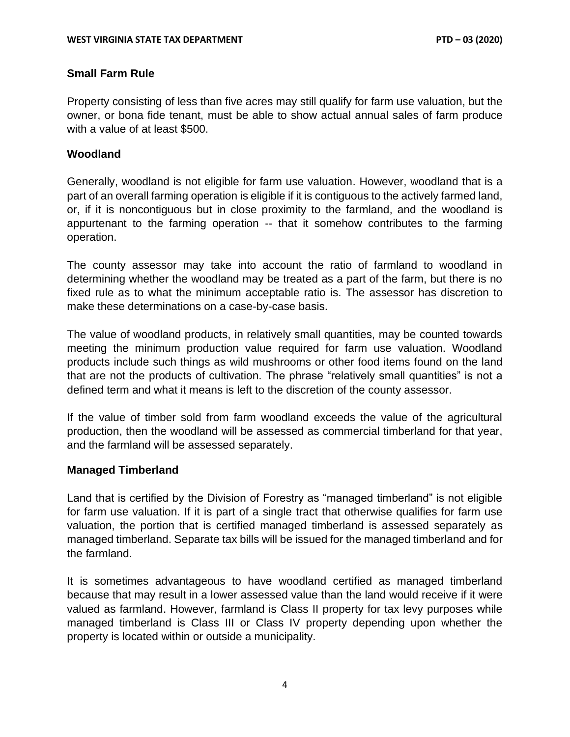## Small Farm Rule

Property consisting of less than five acres may still qualify for farm use valuation, but the owner, or bona fide tenant, must be able to show actual annual sales of farm produce with a value of at least $500.

## Woodland

Generally, woodland is not eligible for farm use valuation. However, woodland that is a part of an overall farming operation is eligible if it is contiguous to the actively farmed land, or, if it is noncontiguous but in close proximity to the farmland, and the woodland is appurtenant to the farming operation -- that it somehow contributes to the farming operation.

The county assessor may take into account the ratio of farmland to woodland in determining whether the woodland may be treated as a part of the farm, but there is no fixed rule as to what the minimum acceptable ratio is. The assessor has discretion to make these determinations on a case-by-case basis.

The value of woodland products, in relatively small quantities, may be counted towards meeting the minimum production value required for farm use valuation. Woodland products include such things as wild mushrooms or other food items found on the land that are not the products of cultivation. The phrase "relatively small quantities" is not a defined term and what it means is left to the discretion of the county assessor.

If the value of timber sold from farm woodland exceeds the value of the agricultural production, then the woodland will be assessed as commercial timberland for that year, and the farmland will be assessed separately.

## Managed Timberland

Land that is certified by the Division of Forestry as "managed timberland" is not eligible for farm use valuation. If it is part of a single tract that otherwise qualifies for farm use valuation, the portion that is certified managed timberland is assessed separately as managed timberland. Separate tax bills will be issued for the managed timberland and for the farmland.

It is sometimes advantageous to have woodland certified as managed timberland because that may result in a lower assessed value than the land would receive if it were valued as farmland. However, farmland is Class II property for tax levy purposes while managed timberland is Class III or Class IV property depending upon whether the property is located within or outside a municipality.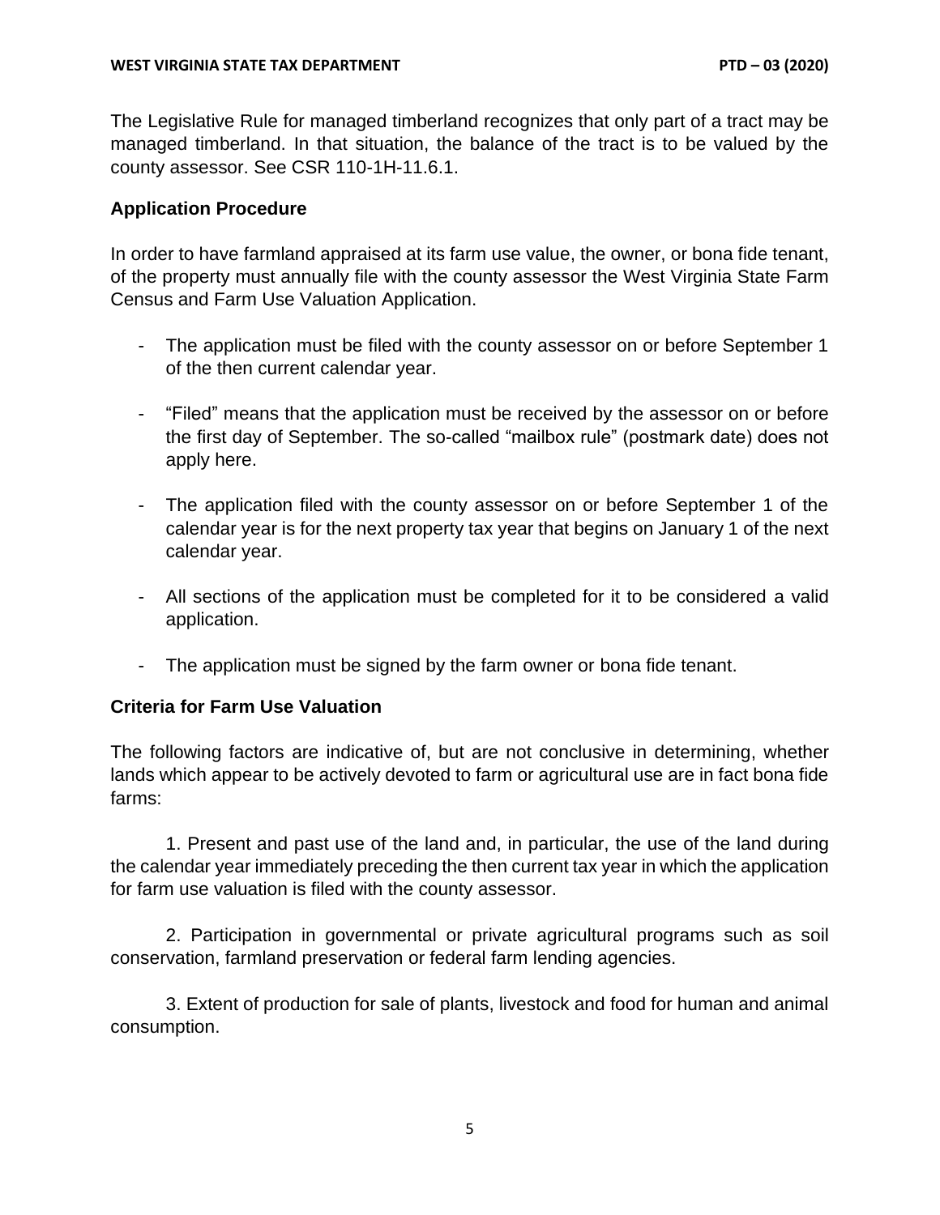The Legislative Rule for managed timberland recognizes that only part of a tract may be managed timberland. In that situation, the balance of the tract is to be valued by the county assessor. See CSR 110-1H-11.6.1.

### Application Procedure

In order to have farmland appraised at its farm use value, the owner, or bona fide tenant, of the property must annually file with the county assessor the West Virginia State Farm Census and Farm Use Valuation Application.

- The application must be filed with the county assessor on or before September 1 of the then current calendar year.
- "Filed" means that the application must be received by the assessor on or before the first day of September. The so-called "mailbox rule" (postmark date) does not apply here.
- The application filed with the county assessor on or before September 1 of the calendar year is for the next property tax year that begins on January 1 of the next calendar year.
- All sections of the application must be completed for it to be considered a valid application.
- The application must be signed by the farm owner or bona fide tenant.

### Criteria for Farm Use Valuation

The following factors are indicative of, but are not conclusive in determining, whether lands which appear to be actively devoted to farm or agricultural use are in fact bona fide farms:

1. Present and past use of the land and, in particular, the use of the land during the calendar year immediately preceding the then current tax year in which the application for farm use valuation is filed with the county assessor.

2. Participation in governmental or private agricultural programs such as soil conservation, farmland preservation or federal farm lending agencies.

3. Extent of production for sale of plants, livestock and food for human and animal consumption.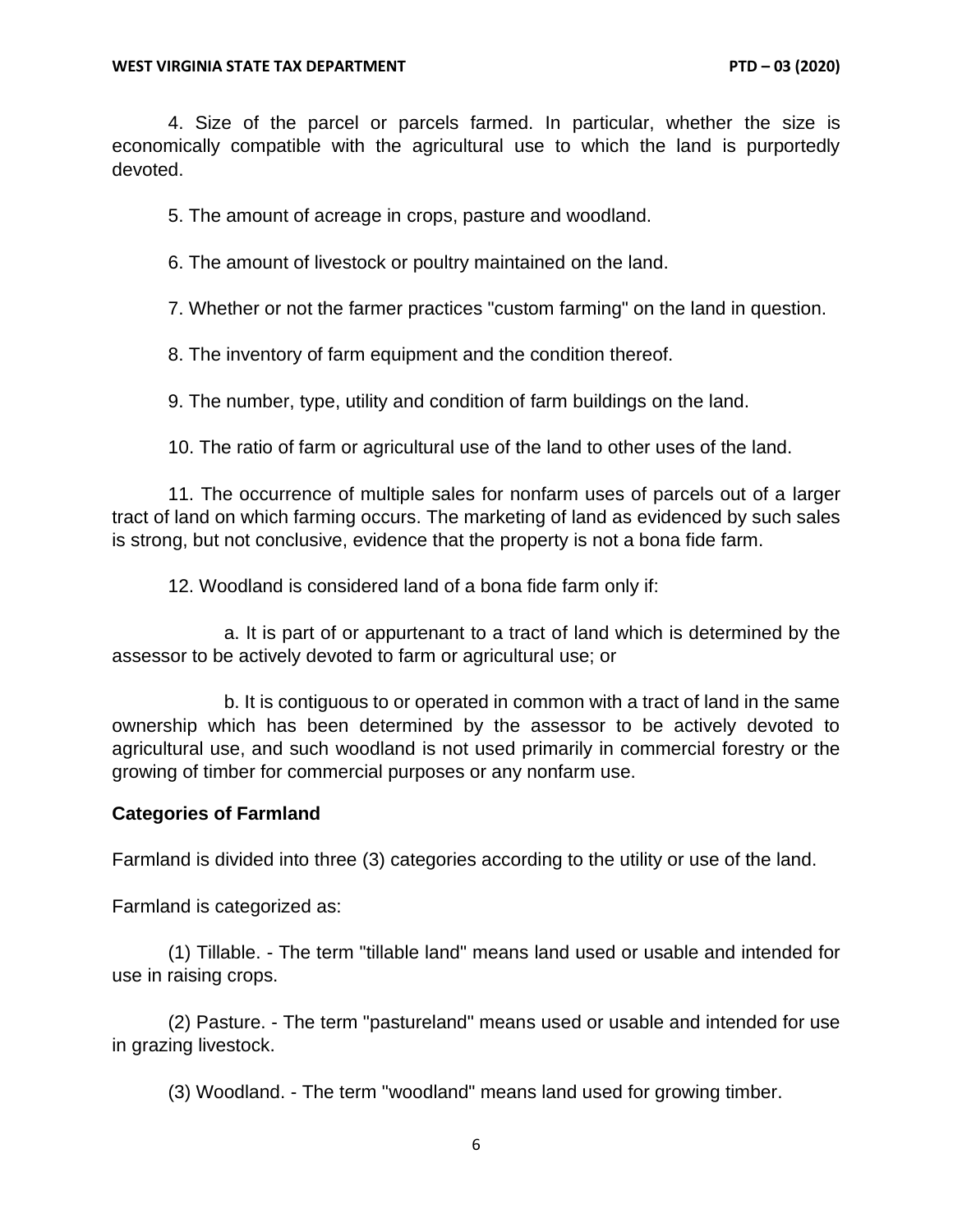4. Size of the parcel or parcels farmed. In particular, whether the size is economically compatible with the agricultural use to which the land is purportedly devoted.

5. The amount of acreage in crops, pasture and woodland.

6. The amount of livestock or poultry maintained on the land.

7. Whether or not the farmer practices "custom farming" on the land in question.

8. The inventory of farm equipment and the condition thereof.

9. The number, type, utility and condition of farm buildings on the land.

10. The ratio of farm or agricultural use of the land to other uses of the land.

11. The occurrence of multiple sales for nonfarm uses of parcels out of a larger tract of land on which farming occurs. The marketing of land as evidenced by such sales is strong, but not conclusive, evidence that the property is not a bona fide farm.

12. Woodland is considered land of a bona fide farm only if:

a. It is part of or appurtenant to a tract of land which is determined by the assessor to be actively devoted to farm or agricultural use; or

b. It is contiguous to or operated in common with a tract of land in the same ownership which has been determined by the assessor to be actively devoted to agricultural use, and such woodland is not used primarily in commercial forestry or the growing of timber for commercial purposes or any nonfarm use.

**Categories of Farmland**

Farmland is divided into three (3) categories according to the utility or use of the land.

Farmland is categorized as:

(1) Tillable. - The term "tillable land" means land used or usable and intended for use in raising crops.

(2) Pasture. - The term "pastureland" means used or usable and intended for use in grazing livestock.

(3) Woodland. - The term "woodland" means land used for growing timber.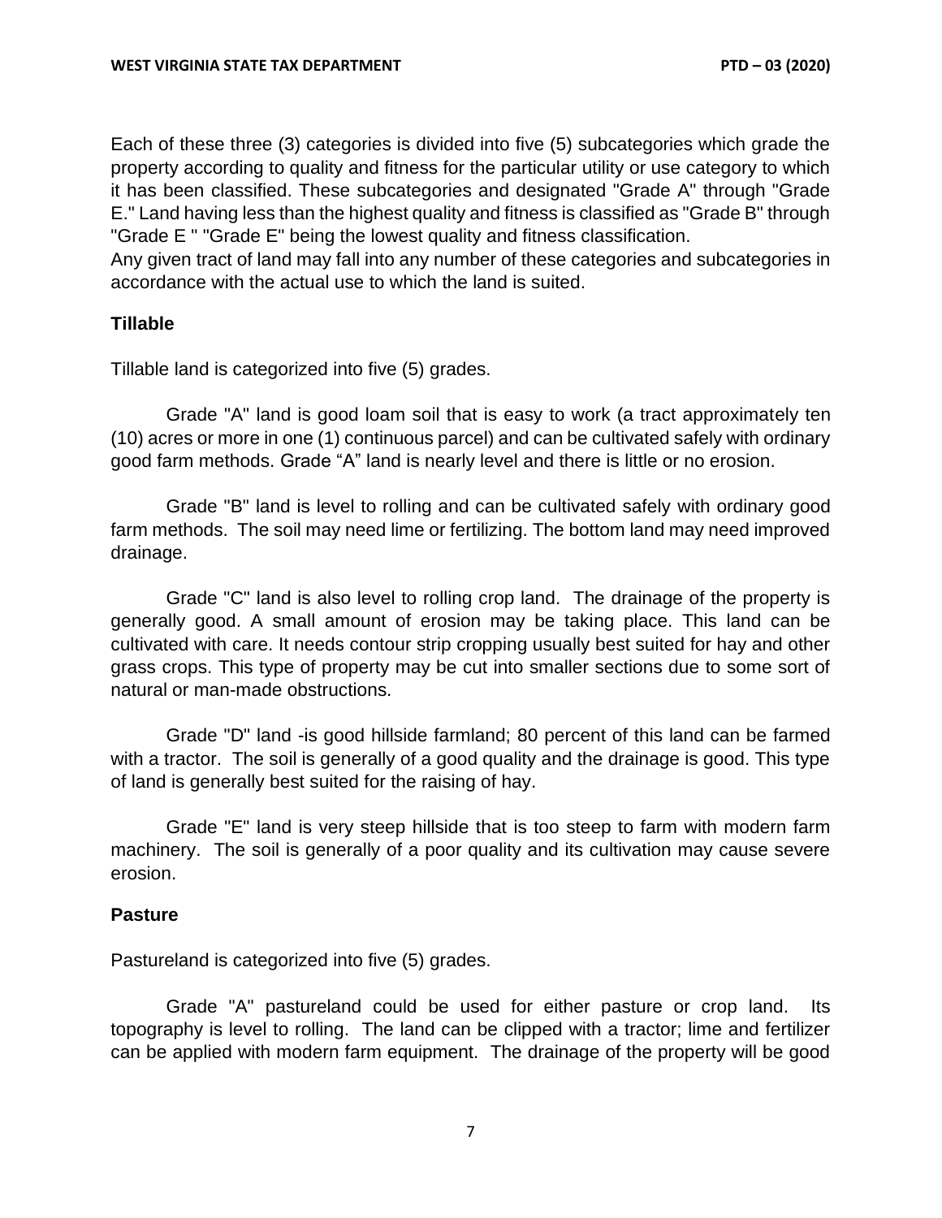Each of these three (3) categories is divided into five (5) subcategories which grade the property according to quality and fitness for the particular utility or use category to which it has been classified. These subcategories and designated "Grade A" through "Grade E." Land having less than the highest quality and fitness is classified as "Grade B" through "Grade E " "Grade E" being the lowest quality and fitness classification.
Any given tract of land may fall into any number of these categories and subcategories in accordance with the actual use to which the land is suited.

### Tillable

Tillable land is categorized into five (5) grades.

Grade "A" land is good loam soil that is easy to work (a tract approximately ten (10) acres or more in one (1) continuous parcel) and can be cultivated safely with ordinary good farm methods. Grade “A” land is nearly level and there is little or no erosion.

Grade "B" land is level to rolling and can be cultivated safely with ordinary good farm methods. The soil may need lime or fertilizing. The bottom land may need improved drainage.

Grade "C" land is also level to rolling crop land. The drainage of the property is generally good. A small amount of erosion may be taking place. This land can be cultivated with care. It needs contour strip cropping usually best suited for hay and other grass crops. This type of property may be cut into smaller sections due to some sort of natural or man-made obstructions.

Grade "D" land -is good hillside farmland; 80 percent of this land can be farmed with a tractor. The soil is generally of a good quality and the drainage is good. This type of land is generally best suited for the raising of hay.

Grade "E" land is very steep hillside that is too steep to farm with modern farm machinery. The soil is generally of a poor quality and its cultivation may cause severe erosion.

### Pasture

Pastureland is categorized into five (5) grades.

Grade "A" pastureland could be used for either pasture or crop land. Its topography is level to rolling. The land can be clipped with a tractor; lime and fertilizer can be applied with modern farm equipment. The drainage of the property will be good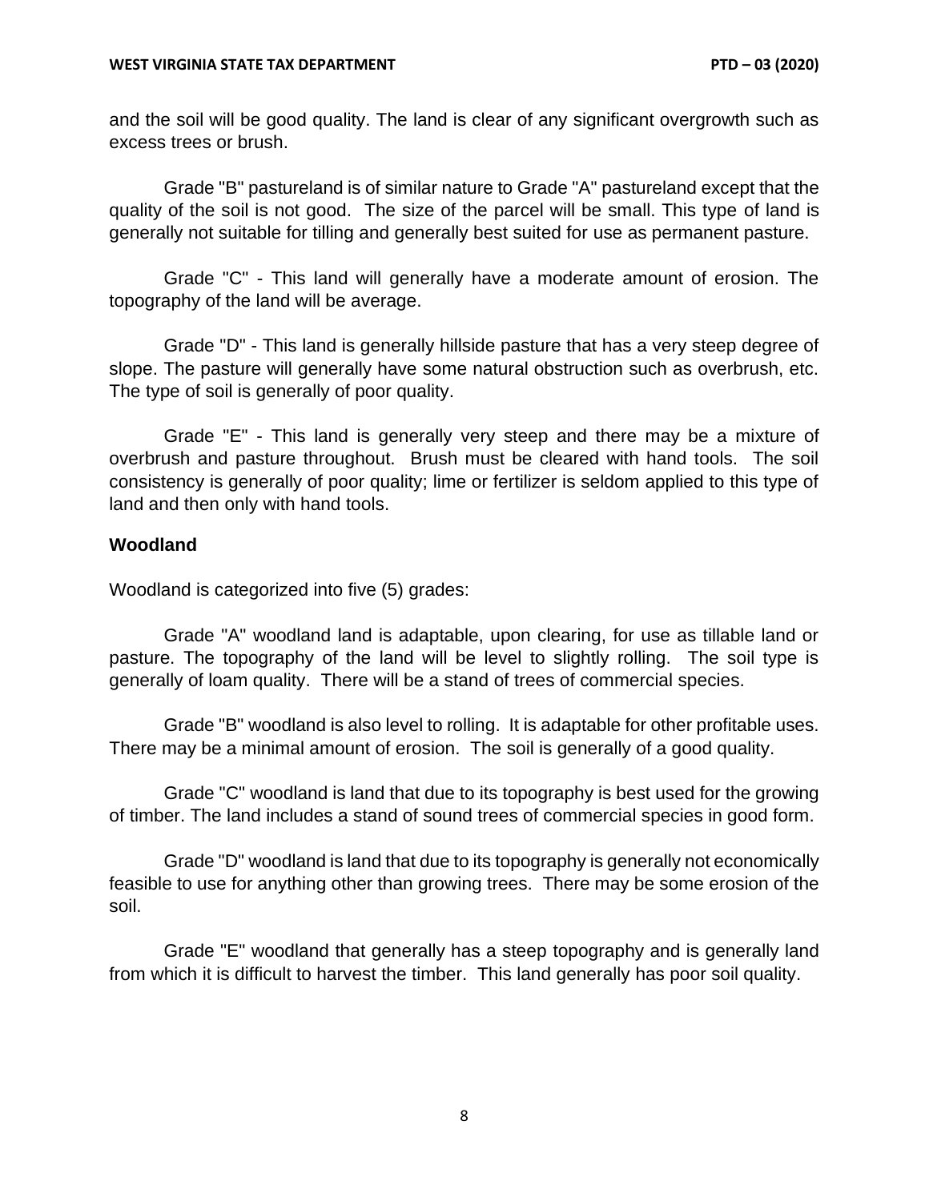and the soil will be good quality. The land is clear of any significant overgrowth such as excess trees or brush.

Grade "B" pastureland is of similar nature to Grade "A" pastureland except that the quality of the soil is not good. The size of the parcel will be small. This type of land is generally not suitable for tilling and generally best suited for use as permanent pasture.

Grade "C" - This land will generally have a moderate amount of erosion. The topography of the land will be average.

Grade "D" - This land is generally hillside pasture that has a very steep degree of slope. The pasture will generally have some natural obstruction such as overbrush, etc. The type of soil is generally of poor quality.

Grade "E" - This land is generally very steep and there may be a mixture of overbrush and pasture throughout. Brush must be cleared with hand tools. The soil consistency is generally of poor quality; lime or fertilizer is seldom applied to this type of land and then only with hand tools.

### Woodland

Woodland is categorized into five (5) grades:

Grade "A" woodland land is adaptable, upon clearing, for use as tillable land or pasture. The topography of the land will be level to slightly rolling. The soil type is generally of loam quality. There will be a stand of trees of commercial species.

Grade "B" woodland is also level to rolling. It is adaptable for other profitable uses. There may be a minimal amount of erosion. The soil is generally of a good quality.

Grade "C" woodland is land that due to its topography is best used for the growing of timber. The land includes a stand of sound trees of commercial species in good form.

Grade "D" woodland is land that due to its topography is generally not economically feasible to use for anything other than growing trees. There may be some erosion of the soil.

Grade "E" woodland that generally has a steep topography and is generally land from which it is difficult to harvest the timber. This land generally has poor soil quality.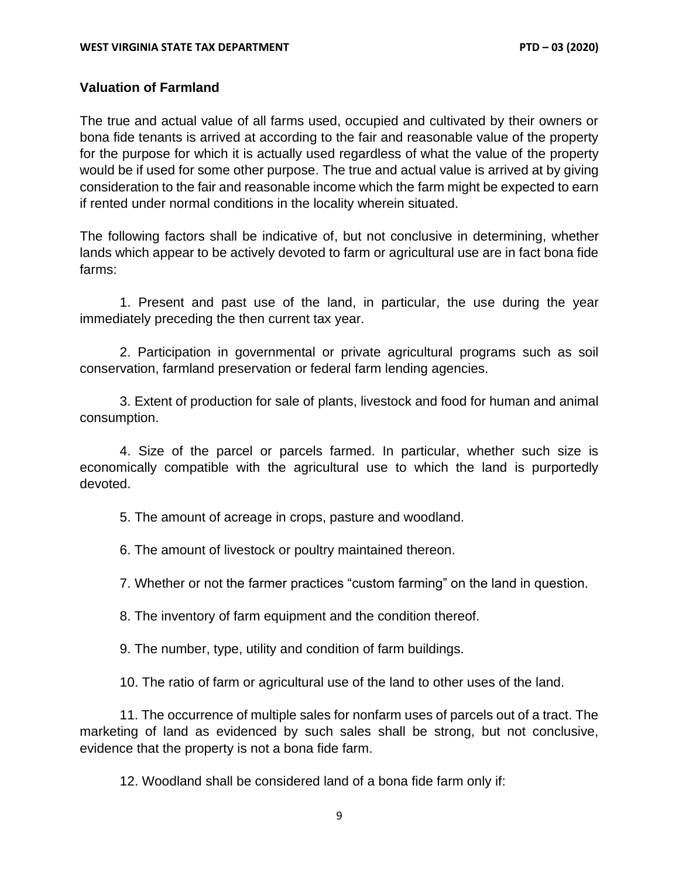### Valuation of Farmland

The true and actual value of all farms used, occupied and cultivated by their owners or bona fide tenants is arrived at according to the fair and reasonable value of the property for the purpose for which it is actually used regardless of what the value of the property would be if used for some other purpose. The true and actual value is arrived at by giving consideration to the fair and reasonable income which the farm might be expected to earn if rented under normal conditions in the locality wherein situated.

The following factors shall be indicative of, but not conclusive in determining, whether lands which appear to be actively devoted to farm or agricultural use are in fact bona fide farms:

1. Present and past use of the land, in particular, the use during the year immediately preceding the then current tax year.

2. Participation in governmental or private agricultural programs such as soil conservation, farmland preservation or federal farm lending agencies.

3. Extent of production for sale of plants, livestock and food for human and animal consumption.

4. Size of the parcel or parcels farmed. In particular, whether such size is economically compatible with the agricultural use to which the land is purportedly devoted.

5. The amount of acreage in crops, pasture and woodland.

6. The amount of livestock or poultry maintained thereon.

7. Whether or not the farmer practices "custom farming" on the land in question.

8. The inventory of farm equipment and the condition thereof.

9. The number, type, utility and condition of farm buildings.

10. The ratio of farm or agricultural use of the land to other uses of the land.

11. The occurrence of multiple sales for nonfarm uses of parcels out of a tract. The marketing of land as evidenced by such sales shall be strong, but not conclusive, evidence that the property is not a bona fide farm.

12. Woodland shall be considered land of a bona fide farm only if: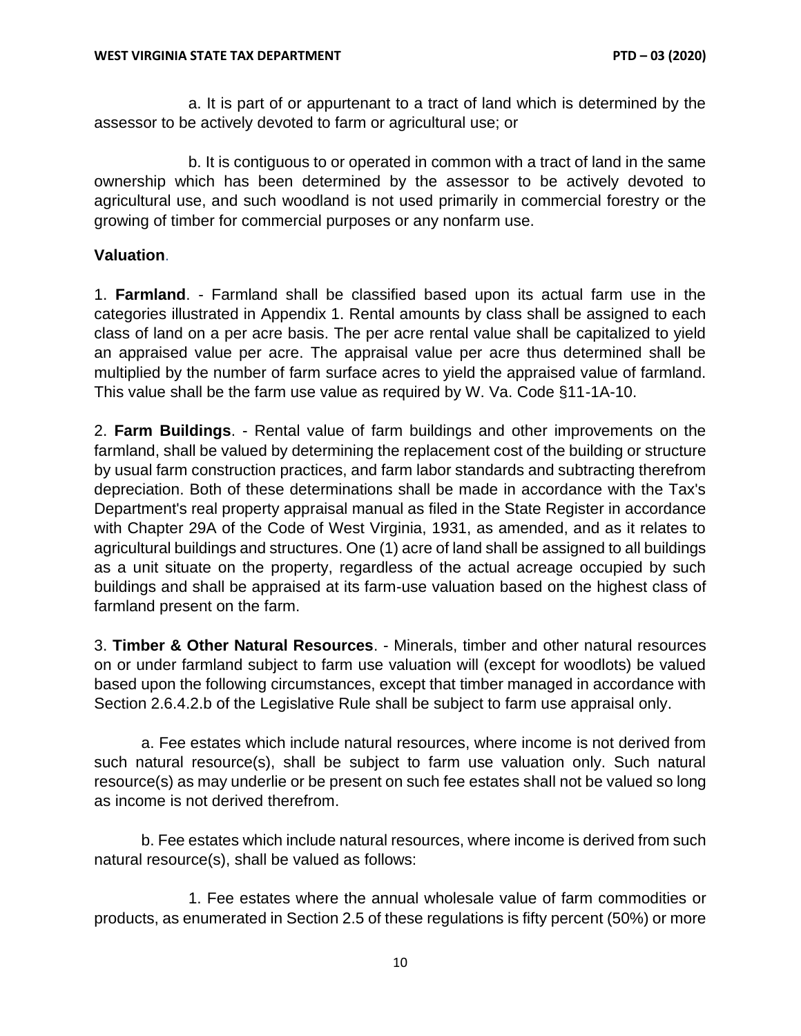a. It is part of or appurtenant to a tract of land which is determined by the assessor to be actively devoted to farm or agricultural use; or

b. It is contiguous to or operated in common with a tract of land in the same ownership which has been determined by the assessor to be actively devoted to agricultural use, and such woodland is not used primarily in commercial forestry or the growing of timber for commercial purposes or any nonfarm use.

**Valuation**.

1. **Farmland**. - Farmland shall be classified based upon its actual farm use in the categories illustrated in Appendix 1. Rental amounts by class shall be assigned to each class of land on a per acre basis. The per acre rental value shall be capitalized to yield an appraised value per acre. The appraisal value per acre thus determined shall be multiplied by the number of farm surface acres to yield the appraised value of farmland. This value shall be the farm use value as required by W. Va. Code §11-1A-10.

2. **Farm Buildings**. - Rental value of farm buildings and other improvements on the farmland, shall be valued by determining the replacement cost of the building or structure by usual farm construction practices, and farm labor standards and subtracting therefrom depreciation. Both of these determinations shall be made in accordance with the Tax's Department's real property appraisal manual as filed in the State Register in accordance with Chapter 29A of the Code of West Virginia, 1931, as amended, and as it relates to agricultural buildings and structures. One (1) acre of land shall be assigned to all buildings as a unit situate on the property, regardless of the actual acreage occupied by such buildings and shall be appraised at its farm-use valuation based on the highest class of farmland present on the farm.

3. **Timber & Other Natural Resources**. - Minerals, timber and other natural resources on or under farmland subject to farm use valuation will (except for woodlots) be valued based upon the following circumstances, except that timber managed in accordance with Section 2.6.4.2.b of the Legislative Rule shall be subject to farm use appraisal only.

a. Fee estates which include natural resources, where income is not derived from such natural resource(s), shall be subject to farm use valuation only. Such natural resource(s) as may underlie or be present on such fee estates shall not be valued so long as income is not derived therefrom.

b. Fee estates which include natural resources, where income is derived from such natural resource(s), shall be valued as follows:

1. Fee estates where the annual wholesale value of farm commodities or products, as enumerated in Section 2.5 of these regulations is fifty percent (50%) or more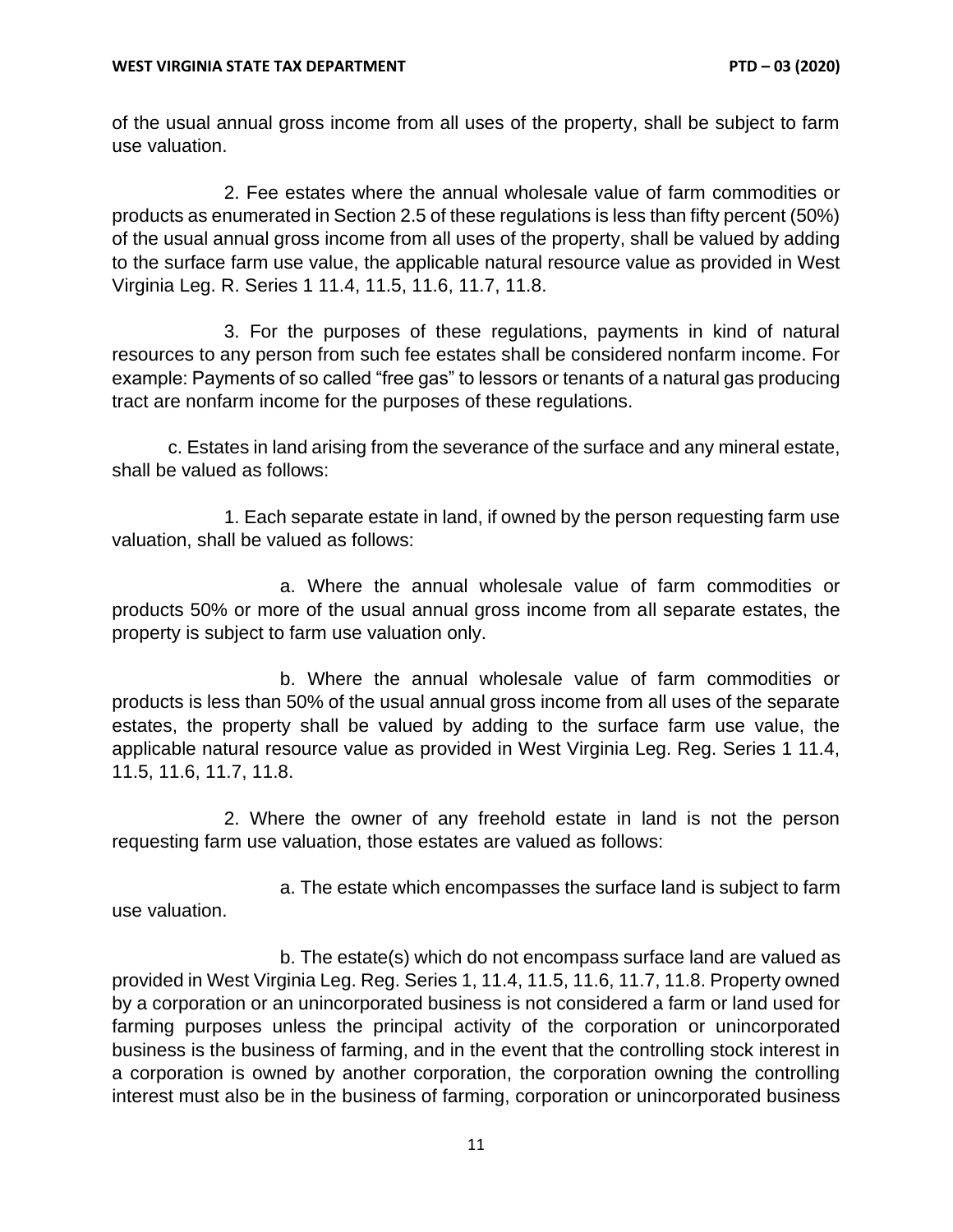of the usual annual gross income from all uses of the property, shall be subject to farm use valuation.

2. Fee estates where the annual wholesale value of farm commodities or products as enumerated in Section 2.5 of these regulations is less than fifty percent (50%) of the usual annual gross income from all uses of the property, shall be valued by adding to the surface farm use value, the applicable natural resource value as provided in West Virginia Leg. R. Series 1 11.4, 11.5, 11.6, 11.7, 11.8.

3. For the purposes of these regulations, payments in kind of natural resources to any person from such fee estates shall be considered nonfarm income. For example: Payments of so called "free gas" to lessors or tenants of a natural gas producing tract are nonfarm income for the purposes of these regulations.

c. Estates in land arising from the severance of the surface and any mineral estate, shall be valued as follows:

1. Each separate estate in land, if owned by the person requesting farm use valuation, shall be valued as follows:

a. Where the annual wholesale value of farm commodities or products 50% or more of the usual annual gross income from all separate estates, the property is subject to farm use valuation only.

b. Where the annual wholesale value of farm commodities or products is less than 50% of the usual annual gross income from all uses of the separate estates, the property shall be valued by adding to the surface farm use value, the applicable natural resource value as provided in West Virginia Leg. Reg. Series 1 11.4, 11.5, 11.6, 11.7, 11.8.

2. Where the owner of any freehold estate in land is not the person requesting farm use valuation, those estates are valued as follows:

a. The estate which encompasses the surface land is subject to farm use valuation.

b. The estate(s) which do not encompass surface land are valued as provided in West Virginia Leg. Reg. Series 1, 11.4, 11.5, 11.6, 11.7, 11.8. Property owned by a corporation or an unincorporated business is not considered a farm or land used for farming purposes unless the principal activity of the corporation or unincorporated business is the business of farming, and in the event that the controlling stock interest in a corporation is owned by another corporation, the corporation owning the controlling interest must also be in the business of farming, corporation or unincorporated business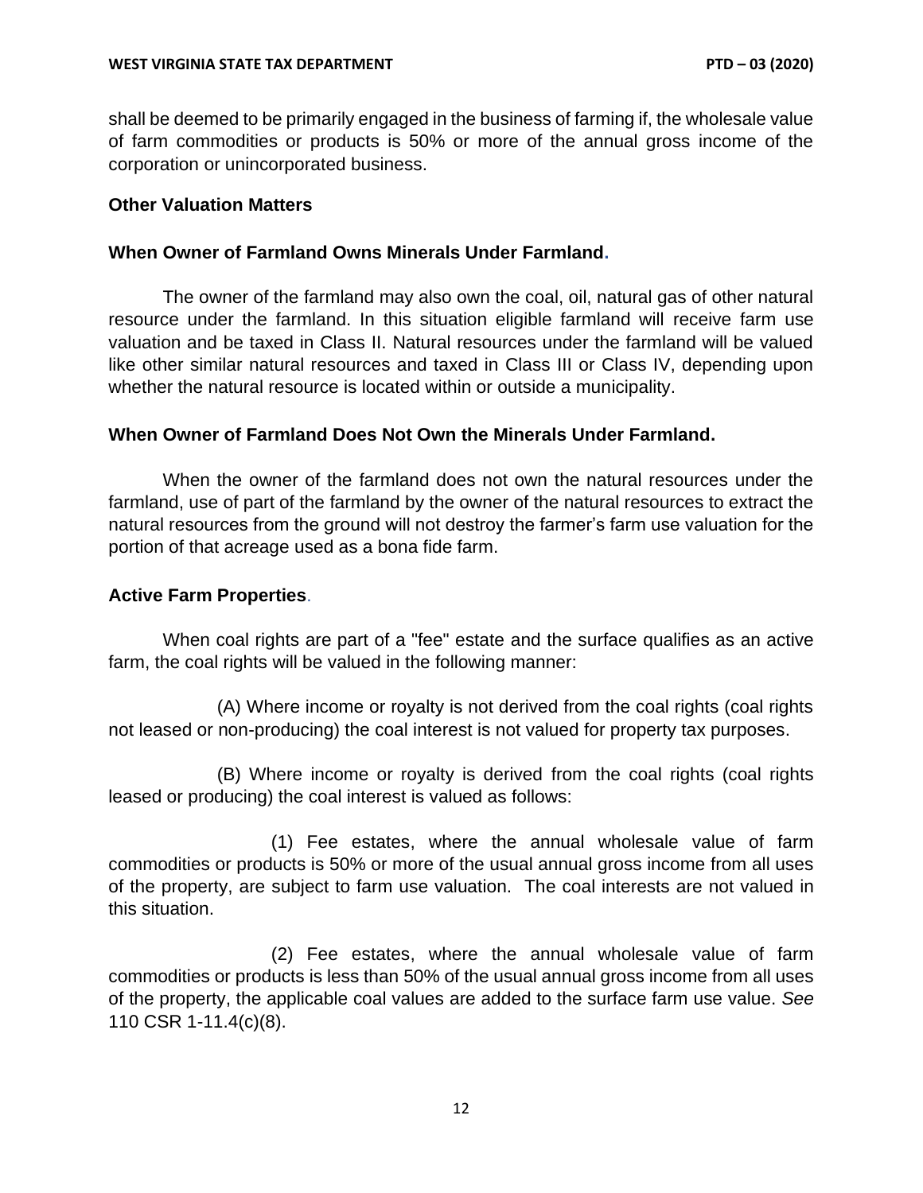shall be deemed to be primarily engaged in the business of farming if, the wholesale value of farm commodities or products is 50% or more of the annual gross income of the corporation or unincorporated business.

### Other Valuation Matters

#### When Owner of Farmland Owns Minerals Under Farmland.

The owner of the farmland may also own the coal, oil, natural gas of other natural resource under the farmland. In this situation eligible farmland will receive farm use valuation and be taxed in Class II. Natural resources under the farmland will be valued like other similar natural resources and taxed in Class III or Class IV, depending upon whether the natural resource is located within or outside a municipality.

#### When Owner of Farmland Does Not Own the Minerals Under Farmland.

When the owner of the farmland does not own the natural resources under the farmland, use of part of the farmland by the owner of the natural resources to extract the natural resources from the ground will not destroy the farmer's farm use valuation for the portion of that acreage used as a bona fide farm.

#### Active Farm Properties.

When coal rights are part of a "fee" estate and the surface qualifies as an active farm, the coal rights will be valued in the following manner:

(A) Where income or royalty is not derived from the coal rights (coal rights not leased or non-producing) the coal interest is not valued for property tax purposes.

(B) Where income or royalty is derived from the coal rights (coal rights leased or producing) the coal interest is valued as follows:

(1) Fee estates, where the annual wholesale value of farm commodities or products is 50% or more of the usual annual gross income from all uses of the property, are subject to farm use valuation. The coal interests are not valued in this situation.

(2) Fee estates, where the annual wholesale value of farm commodities or products is less than 50% of the usual annual gross income from all uses of the property, the applicable coal values are added to the surface farm use value. *See* 110 CSR 1-11.4(c)(8).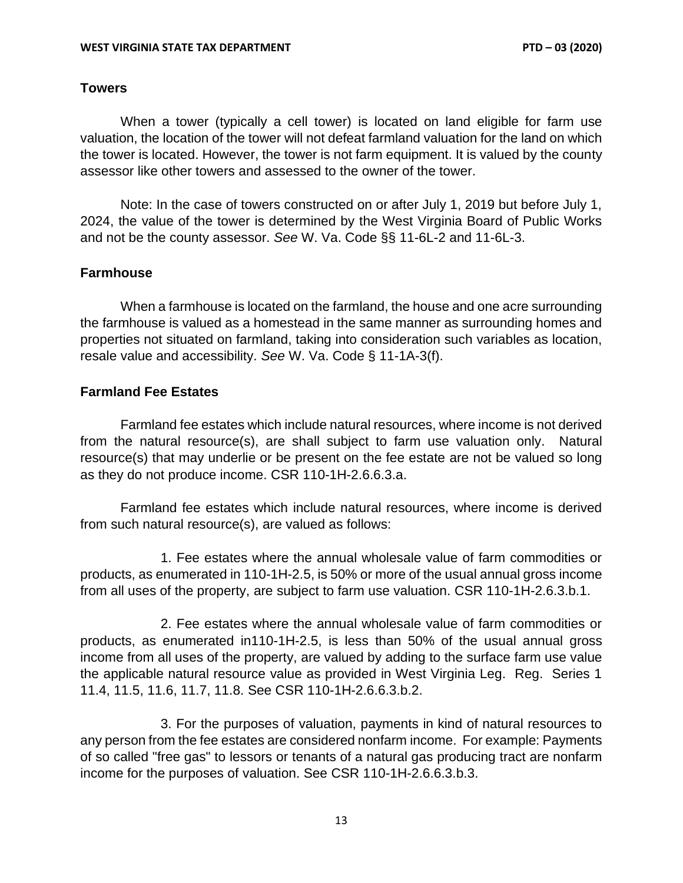## Towers

When a tower (typically a cell tower) is located on land eligible for farm use valuation, the location of the tower will not defeat farmland valuation for the land on which the tower is located. However, the tower is not farm equipment. It is valued by the county assessor like other towers and assessed to the owner of the tower.

Note: In the case of towers constructed on or after July 1, 2019 but before July 1, 2024, the value of the tower is determined by the West Virginia Board of Public Works and not be the county assessor. *See* W. Va. Code §§ 11-6L-2 and 11-6L-3.

## Farmhouse

When a farmhouse is located on the farmland, the house and one acre surrounding the farmhouse is valued as a homestead in the same manner as surrounding homes and properties not situated on farmland, taking into consideration such variables as location, resale value and accessibility. *See* W. Va. Code § 11-1A-3(f).

## Farmland Fee Estates

Farmland fee estates which include natural resources, where income is not derived from the natural resource(s), are shall subject to farm use valuation only. Natural resource(s) that may underlie or be present on the fee estate are not be valued so long as they do not produce income. CSR 110-1H-2.6.6.3.a.

Farmland fee estates which include natural resources, where income is derived from such natural resource(s), are valued as follows:

1. Fee estates where the annual wholesale value of farm commodities or products, as enumerated in 110-1H-2.5, is 50% or more of the usual annual gross income from all uses of the property, are subject to farm use valuation. CSR 110-1H-2.6.3.b.1.

2. Fee estates where the annual wholesale value of farm commodities or products, as enumerated in110-1H-2.5, is less than 50% of the usual annual gross income from all uses of the property, are valued by adding to the surface farm use value the applicable natural resource value as provided in West Virginia Leg. Reg. Series 1 11.4, 11.5, 11.6, 11.7, 11.8. See CSR 110-1H-2.6.6.3.b.2.

3. For the purposes of valuation, payments in kind of natural resources to any person from the fee estates are considered nonfarm income. For example: Payments of so called "free gas" to lessors or tenants of a natural gas producing tract are nonfarm income for the purposes of valuation. See CSR 110-1H-2.6.6.3.b.3.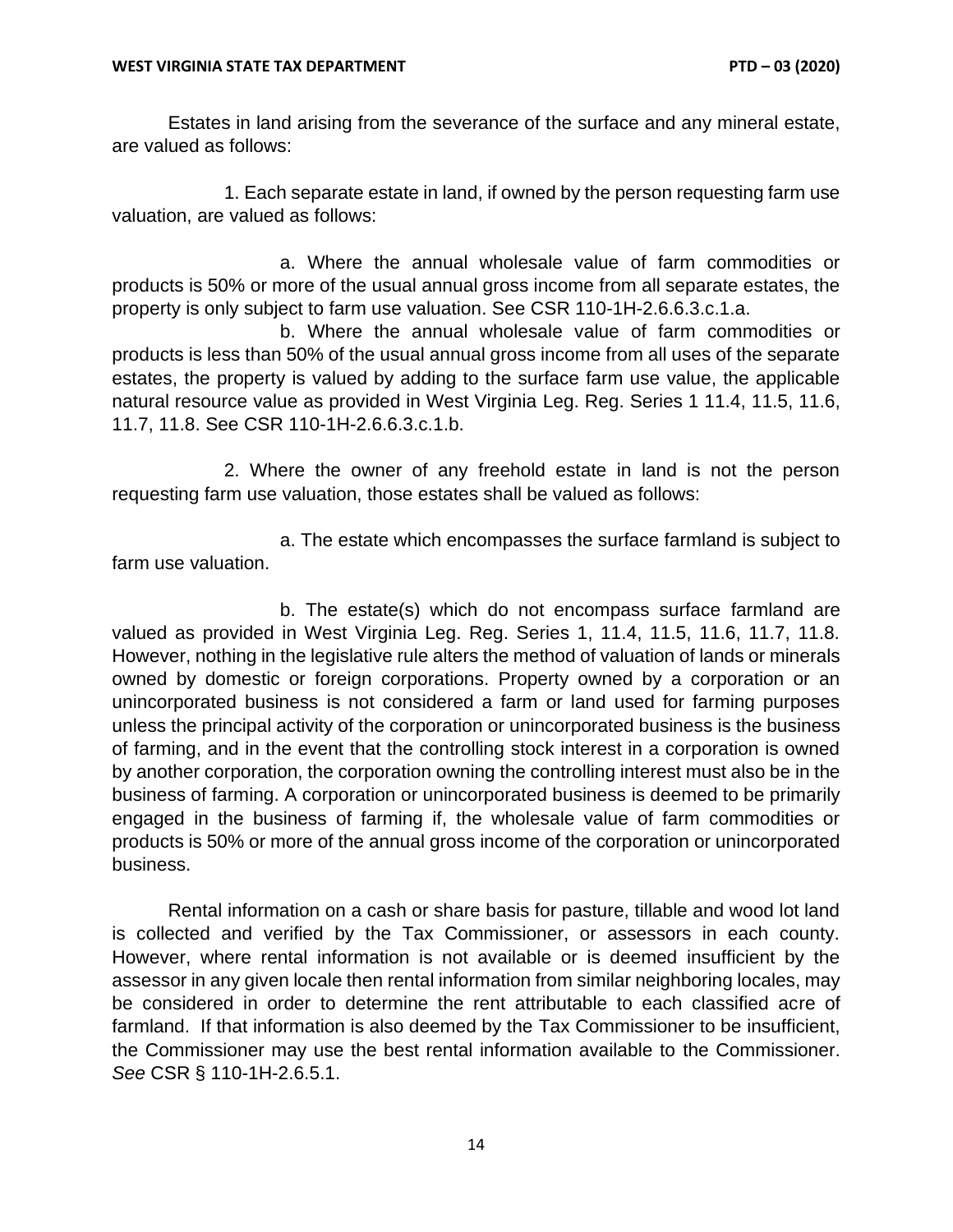Estates in land arising from the severance of the surface and any mineral estate, are valued as follows:

1. Each separate estate in land, if owned by the person requesting farm use valuation, are valued as follows:

a. Where the annual wholesale value of farm commodities or products is 50% or more of the usual annual gross income from all separate estates, the property is only subject to farm use valuation. See CSR 110-1H-2.6.6.3.c.1.a.

b. Where the annual wholesale value of farm commodities or products is less than 50% of the usual annual gross income from all uses of the separate estates, the property is valued by adding to the surface farm use value, the applicable natural resource value as provided in West Virginia Leg. Reg. Series 1 11.4, 11.5, 11.6, 11.7, 11.8. See CSR 110-1H-2.6.6.3.c.1.b.

2. Where the owner of any freehold estate in land is not the person requesting farm use valuation, those estates shall be valued as follows:

a. The estate which encompasses the surface farmland is subject to farm use valuation.

b. The estate(s) which do not encompass surface farmland are valued as provided in West Virginia Leg. Reg. Series 1, 11.4, 11.5, 11.6, 11.7, 11.8. However, nothing in the legislative rule alters the method of valuation of lands or minerals owned by domestic or foreign corporations. Property owned by a corporation or an unincorporated business is not considered a farm or land used for farming purposes unless the principal activity of the corporation or unincorporated business is the business of farming, and in the event that the controlling stock interest in a corporation is owned by another corporation, the corporation owning the controlling interest must also be in the business of farming. A corporation or unincorporated business is deemed to be primarily engaged in the business of farming if, the wholesale value of farm commodities or products is 50% or more of the annual gross income of the corporation or unincorporated business.

Rental information on a cash or share basis for pasture, tillable and wood lot land is collected and verified by the Tax Commissioner, or assessors in each county. However, where rental information is not available or is deemed insufficient by the assessor in any given locale then rental information from similar neighboring locales, may be considered in order to determine the rent attributable to each classified acre of farmland. If that information is also deemed by the Tax Commissioner to be insufficient, the Commissioner may use the best rental information available to the Commissioner. *See* CSR § 110-1H-2.6.5.1.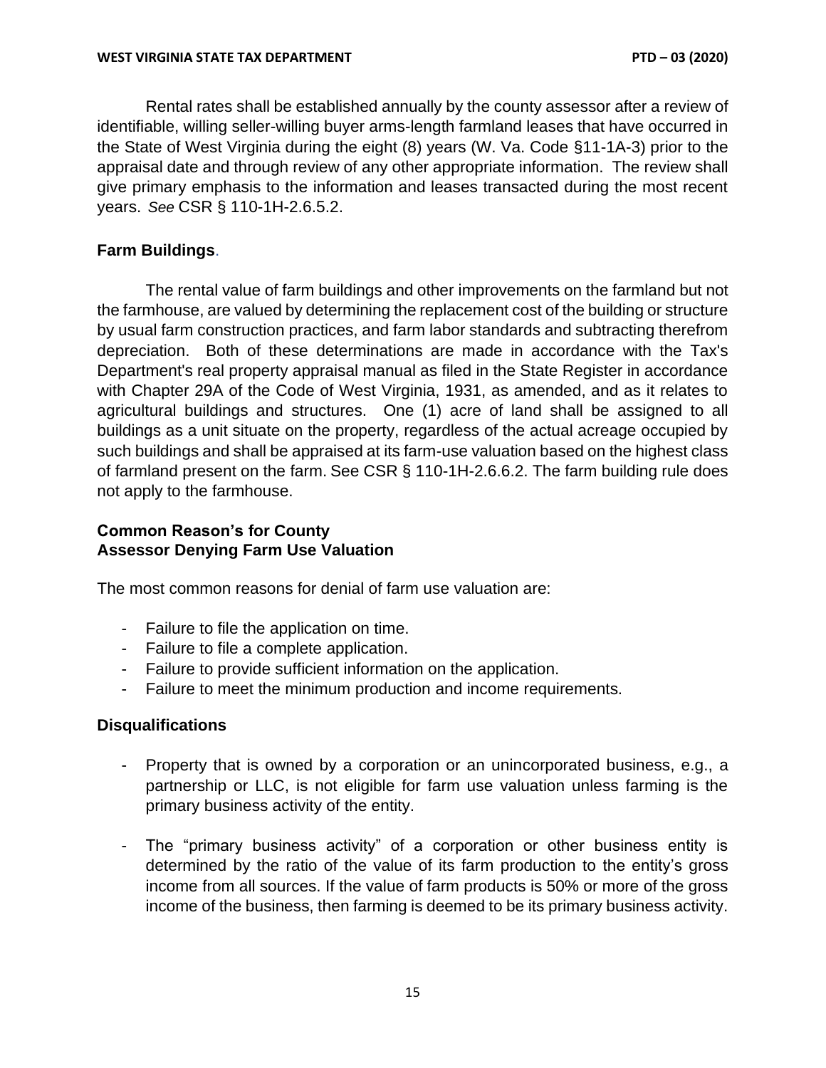Rental rates shall be established annually by the county assessor after a review of identifiable, willing seller-willing buyer arms-length farmland leases that have occurred in the State of West Virginia during the eight (8) years (W. Va. Code §11-1A-3) prior to the appraisal date and through review of any other appropriate information. The review shall give primary emphasis to the information and leases transacted during the most recent years. *See* CSR § 110-1H-2.6.5.2.

### **Farm Buildings**.

The rental value of farm buildings and other improvements on the farmland but not the farmhouse, are valued by determining the replacement cost of the building or structure by usual farm construction practices, and farm labor standards and subtracting therefrom depreciation. Both of these determinations are made in accordance with the Tax's Department's real property appraisal manual as filed in the State Register in accordance with Chapter 29A of the Code of West Virginia, 1931, as amended, and as it relates to agricultural buildings and structures. One (1) acre of land shall be assigned to all buildings as a unit situate on the property, regardless of the actual acreage occupied by such buildings and shall be appraised at its farm-use valuation based on the highest class of farmland present on the farm. See CSR § 110-1H-2.6.6.2. The farm building rule does not apply to the farmhouse.

### **Common Reason's for County Assessor Denying Farm Use Valuation**

The most common reasons for denial of farm use valuation are:

- Failure to file the application on time.
- Failure to file a complete application.
- Failure to provide sufficient information on the application.
- Failure to meet the minimum production and income requirements.

### **Disqualifications**

- Property that is owned by a corporation or an unincorporated business, e.g., a partnership or LLC, is not eligible for farm use valuation unless farming is the primary business activity of the entity.

- The "primary business activity" of a corporation or other business entity is determined by the ratio of the value of its farm production to the entity's gross income from all sources. If the value of farm products is 50% or more of the gross income of the business, then farming is deemed to be its primary business activity.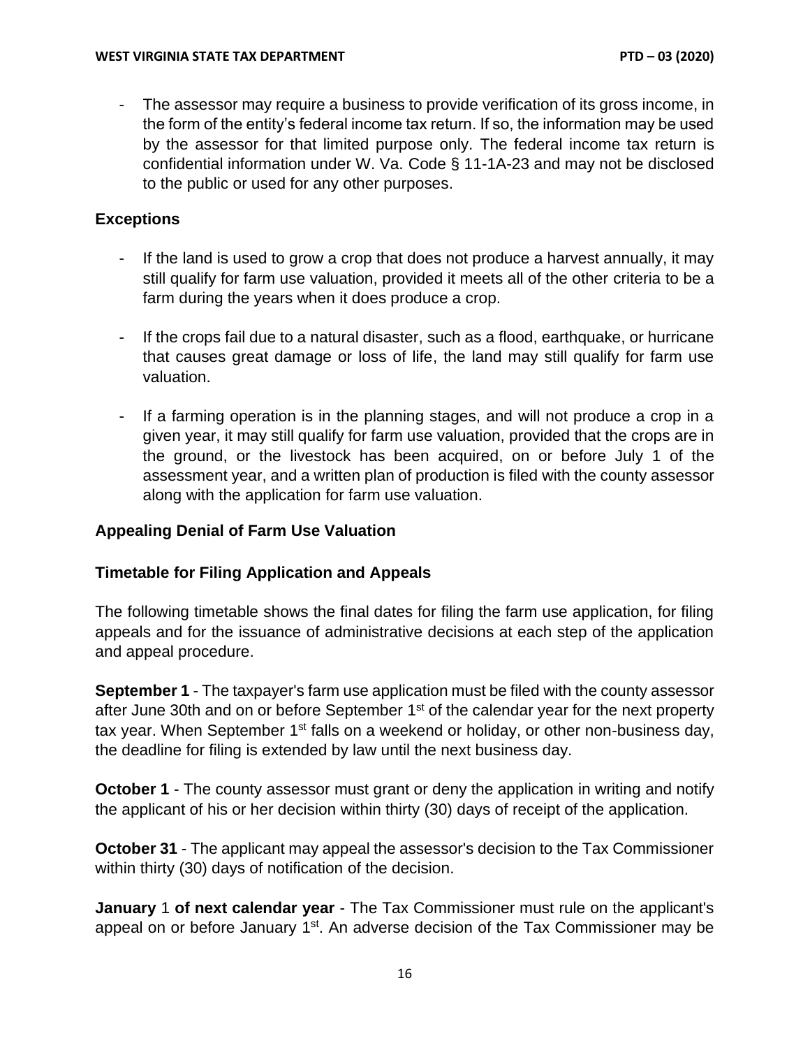- The assessor may require a business to provide verification of its gross income, in the form of the entity's federal income tax return. If so, the information may be used by the assessor for that limited purpose only. The federal income tax return is confidential information under W. Va. Code § 11-1A-23 and may not be disclosed to the public or used for any other purposes.

## Exceptions

- If the land is used to grow a crop that does not produce a harvest annually, it may still qualify for farm use valuation, provided it meets all of the other criteria to be a farm during the years when it does produce a crop.

- If the crops fail due to a natural disaster, such as a flood, earthquake, or hurricane that causes great damage or loss of life, the land may still qualify for farm use valuation.

- If a farming operation is in the planning stages, and will not produce a crop in a given year, it may still qualify for farm use valuation, provided that the crops are in the ground, or the livestock has been acquired, on or before July 1 of the assessment year, and a written plan of production is filed with the county assessor along with the application for farm use valuation.

## Appealing Denial of Farm Use Valuation

## Timetable for Filing Application and Appeals

The following timetable shows the final dates for filing the farm use application, for filing appeals and for the issuance of administrative decisions at each step of the application and appeal procedure.

**September 1** - The taxpayer's farm use application must be filed with the county assessor after June 30th and on or before September 1st of the calendar year for the next property tax year. When September 1st falls on a weekend or holiday, or other non-business day, the deadline for filing is extended by law until the next business day.

**October 1** - The county assessor must grant or deny the application in writing and notify the applicant of his or her decision within thirty (30) days of receipt of the application.

**October 31** - The applicant may appeal the assessor's decision to the Tax Commissioner within thirty (30) days of notification of the decision.

**January** 1 **of next calendar year** - The Tax Commissioner must rule on the applicant's appeal on or before January 1st. An adverse decision of the Tax Commissioner may be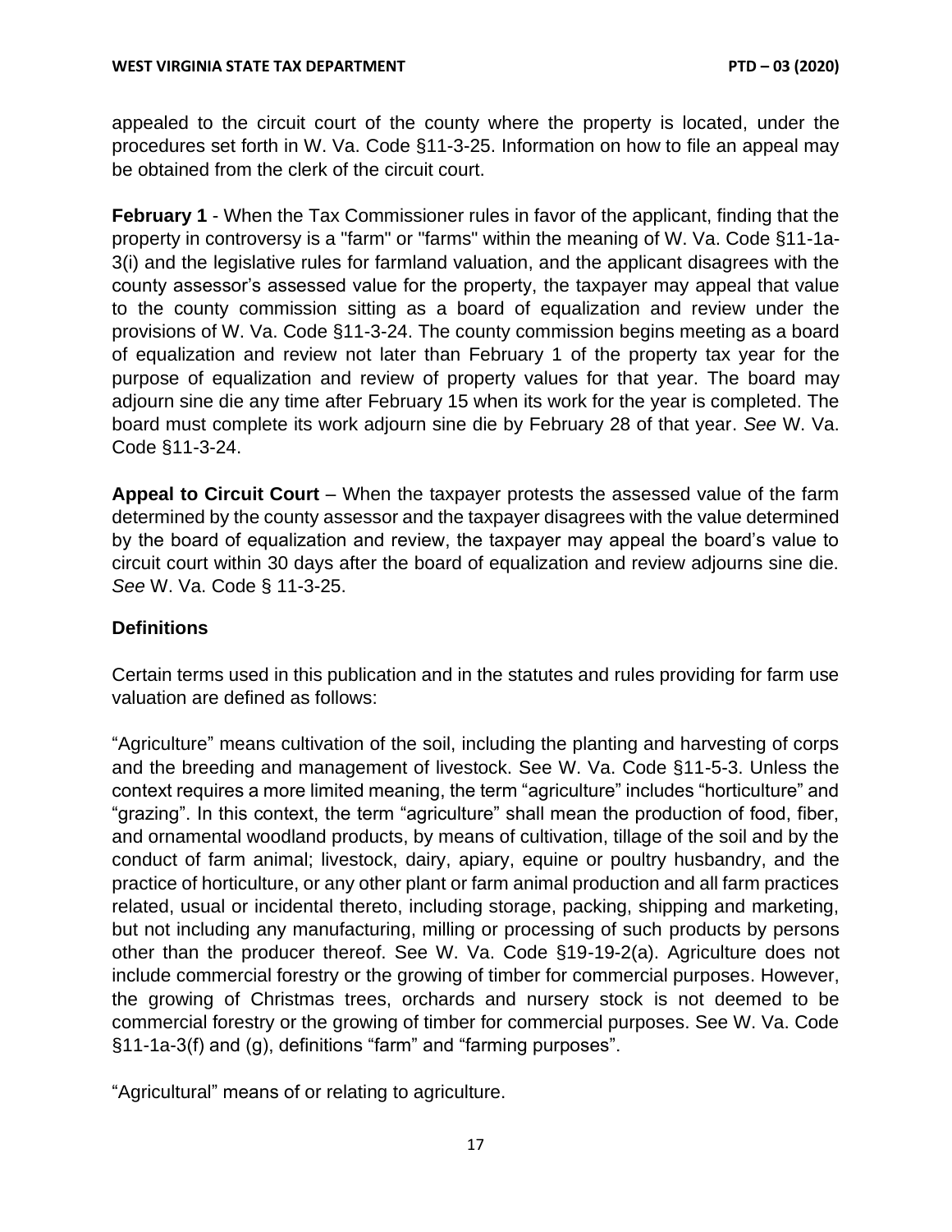appealed to the circuit court of the county where the property is located, under the procedures set forth in W. Va. Code §11-3-25. Information on how to file an appeal may be obtained from the clerk of the circuit court.

**February 1** - When the Tax Commissioner rules in favor of the applicant, finding that the property in controversy is a "farm" or "farms" within the meaning of W. Va. Code §11-1a-3(i) and the legislative rules for farmland valuation, and the applicant disagrees with the county assessor's assessed value for the property, the taxpayer may appeal that value to the county commission sitting as a board of equalization and review under the provisions of W. Va. Code §11-3-24. The county commission begins meeting as a board of equalization and review not later than February 1 of the property tax year for the purpose of equalization and review of property values for that year. The board may adjourn sine die any time after February 15 when its work for the year is completed. The board must complete its work adjourn sine die by February 28 of that year. *See* W. Va. Code §11-3-24.

**Appeal to Circuit Court** – When the taxpayer protests the assessed value of the farm determined by the county assessor and the taxpayer disagrees with the value determined by the board of equalization and review, the taxpayer may appeal the board's value to circuit court within 30 days after the board of equalization and review adjourns sine die. *See* W. Va. Code § 11-3-25.

## Definitions

Certain terms used in this publication and in the statutes and rules providing for farm use valuation are defined as follows:

"Agriculture" means cultivation of the soil, including the planting and harvesting of corps and the breeding and management of livestock. See W. Va. Code §11-5-3. Unless the context requires a more limited meaning, the term "agriculture" includes "horticulture" and "grazing". In this context, the term "agriculture" shall mean the production of food, fiber, and ornamental woodland products, by means of cultivation, tillage of the soil and by the conduct of farm animal; livestock, dairy, apiary, equine or poultry husbandry, and the practice of horticulture, or any other plant or farm animal production and all farm practices related, usual or incidental thereto, including storage, packing, shipping and marketing, but not including any manufacturing, milling or processing of such products by persons other than the producer thereof. See W. Va. Code §19-19-2(a). Agriculture does not include commercial forestry or the growing of timber for commercial purposes. However, the growing of Christmas trees, orchards and nursery stock is not deemed to be commercial forestry or the growing of timber for commercial purposes. See W. Va. Code §11-1a-3(f) and (g), definitions "farm" and "farming purposes".

"Agricultural" means of or relating to agriculture.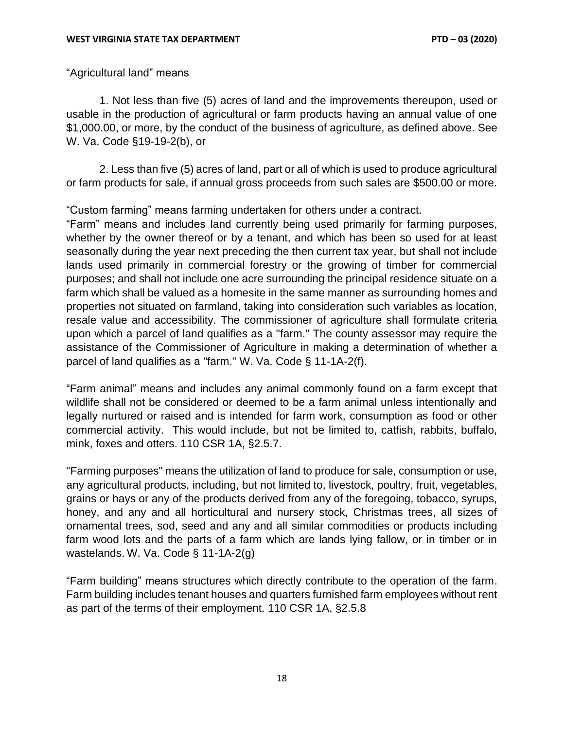“Agricultural land” means

1. Not less than five (5) acres of land and the improvements thereupon, used or usable in the production of agricultural or farm products having an annual value of one $1,000.00, or more, by the conduct of the business of agriculture, as defined above. See W. Va. Code §19-19-2(b), or

2. Less than five (5) acres of land, part or all of which is used to produce agricultural or farm products for sale, if annual gross proceeds from such sales are $500.00 or more.

“Custom farming” means farming undertaken for others under a contract.

“Farm” means and includes land currently being used primarily for farming purposes, whether by the owner thereof or by a tenant, and which has been so used for at least seasonally during the year next preceding the then current tax year, but shall not include lands used primarily in commercial forestry or the growing of timber for commercial purposes; and shall not include one acre surrounding the principal residence situate on a farm which shall be valued as a homesite in the same manner as surrounding homes and properties not situated on farmland, taking into consideration such variables as location, resale value and accessibility. The commissioner of agriculture shall formulate criteria upon which a parcel of land qualifies as a "farm." The county assessor may require the assistance of the Commissioner of Agriculture in making a determination of whether a parcel of land qualifies as a "farm." W. Va. Code § 11-1A-2(f).

“Farm animal” means and includes any animal commonly found on a farm except that wildlife shall not be considered or deemed to be a farm animal unless intentionally and legally nurtured or raised and is intended for farm work, consumption as food or other commercial activity. This would include, but not be limited to, catfish, rabbits, buffalo, mink, foxes and otters. 110 CSR 1A, §2.5.7.

"Farming purposes" means the utilization of land to produce for sale, consumption or use, any agricultural products, including, but not limited to, livestock, poultry, fruit, vegetables, grains or hays or any of the products derived from any of the foregoing, tobacco, syrups, honey, and any and all horticultural and nursery stock, Christmas trees, all sizes of ornamental trees, sod, seed and any and all similar commodities or products including farm wood lots and the parts of a farm which are lands lying fallow, or in timber or in wastelands. W. Va. Code § 11-1A-2(g)

“Farm building” means structures which directly contribute to the operation of the farm. Farm building includes tenant houses and quarters furnished farm employees without rent as part of the terms of their employment. 110 CSR 1A, §2.5.8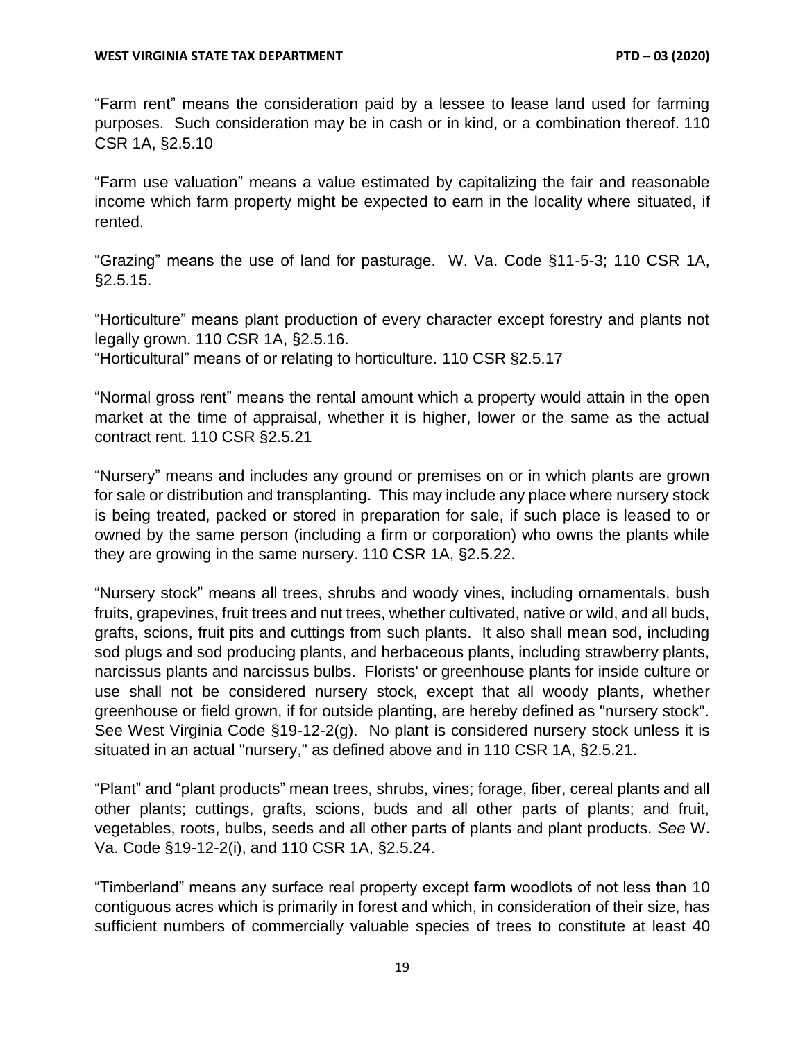"Farm rent" means the consideration paid by a lessee to lease land used for farming purposes. Such consideration may be in cash or in kind, or a combination thereof. 110 CSR 1A, §2.5.10

"Farm use valuation" means a value estimated by capitalizing the fair and reasonable income which farm property might be expected to earn in the locality where situated, if rented.

"Grazing" means the use of land for pasturage. W. Va. Code §11-5-3; 110 CSR 1A, §2.5.15.

"Horticulture" means plant production of every character except forestry and plants not legally grown. 110 CSR 1A, §2.5.16.
"Horticultural" means of or relating to horticulture. 110 CSR §2.5.17

"Normal gross rent" means the rental amount which a property would attain in the open market at the time of appraisal, whether it is higher, lower or the same as the actual contract rent. 110 CSR §2.5.21

"Nursery" means and includes any ground or premises on or in which plants are grown for sale or distribution and transplanting. This may include any place where nursery stock is being treated, packed or stored in preparation for sale, if such place is leased to or owned by the same person (including a firm or corporation) who owns the plants while they are growing in the same nursery. 110 CSR 1A, §2.5.22.

"Nursery stock" means all trees, shrubs and woody vines, including ornamentals, bush fruits, grapevines, fruit trees and nut trees, whether cultivated, native or wild, and all buds, grafts, scions, fruit pits and cuttings from such plants. It also shall mean sod, including sod plugs and sod producing plants, and herbaceous plants, including strawberry plants, narcissus plants and narcissus bulbs. Florists' or greenhouse plants for inside culture or use shall not be considered nursery stock, except that all woody plants, whether greenhouse or field grown, if for outside planting, are hereby defined as "nursery stock". See West Virginia Code §19-12-2(g). No plant is considered nursery stock unless it is situated in an actual "nursery," as defined above and in 110 CSR 1A, §2.5.21.

"Plant" and "plant products" mean trees, shrubs, vines; forage, fiber, cereal plants and all other plants; cuttings, grafts, scions, buds and all other parts of plants; and fruit, vegetables, roots, bulbs, seeds and all other parts of plants and plant products. *See* W. Va. Code §19-12-2(i), and 110 CSR 1A, §2.5.24.

"Timberland" means any surface real property except farm woodlots of not less than 10 contiguous acres which is primarily in forest and which, in consideration of their size, has sufficient numbers of commercially valuable species of trees to constitute at least 40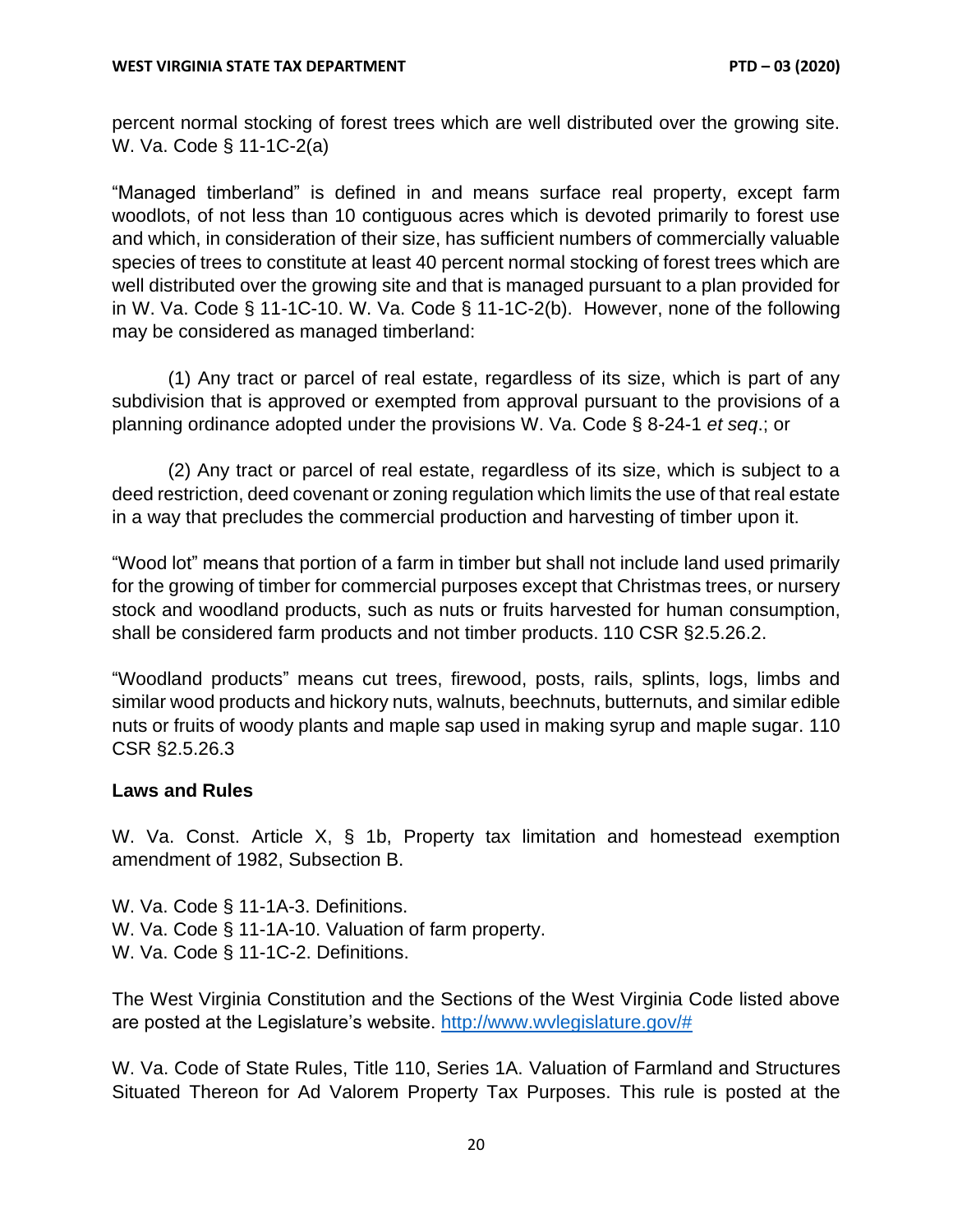percent normal stocking of forest trees which are well distributed over the growing site. W. Va. Code § 11-1C-2(a)

"Managed timberland" is defined in and means surface real property, except farm woodlots, of not less than 10 contiguous acres which is devoted primarily to forest use and which, in consideration of their size, has sufficient numbers of commercially valuable species of trees to constitute at least 40 percent normal stocking of forest trees which are well distributed over the growing site and that is managed pursuant to a plan provided for in W. Va. Code § 11-1C-10. W. Va. Code § 11-1C-2(b). However, none of the following may be considered as managed timberland:

(1) Any tract or parcel of real estate, regardless of its size, which is part of any subdivision that is approved or exempted from approval pursuant to the provisions of a planning ordinance adopted under the provisions W. Va. Code § 8-24-1 *et seq*.; or

(2) Any tract or parcel of real estate, regardless of its size, which is subject to a deed restriction, deed covenant or zoning regulation which limits the use of that real estate in a way that precludes the commercial production and harvesting of timber upon it.

"Wood lot" means that portion of a farm in timber but shall not include land used primarily for the growing of timber for commercial purposes except that Christmas trees, or nursery stock and woodland products, such as nuts or fruits harvested for human consumption, shall be considered farm products and not timber products. 110 CSR §2.5.26.2.

"Woodland products" means cut trees, firewood, posts, rails, splints, logs, limbs and similar wood products and hickory nuts, walnuts, beechnuts, butternuts, and similar edible nuts or fruits of woody plants and maple sap used in making syrup and maple sugar. 110 CSR §2.5.26.3

**Laws and Rules**

W. Va. Const. Article X, § 1b, Property tax limitation and homestead exemption amendment of 1982, Subsection B.

W. Va. Code § 11-1A-3. Definitions.
W. Va. Code § 11-1A-10. Valuation of farm property.
W. Va. Code § 11-1C-2. Definitions.

The West Virginia Constitution and the Sections of the West Virginia Code listed above are posted at the Legislature's website. http://www.wvlegislature.gov/#

W. Va. Code of State Rules, Title 110, Series 1A. Valuation of Farmland and Structures Situated Thereon for Ad Valorem Property Tax Purposes. This rule is posted at the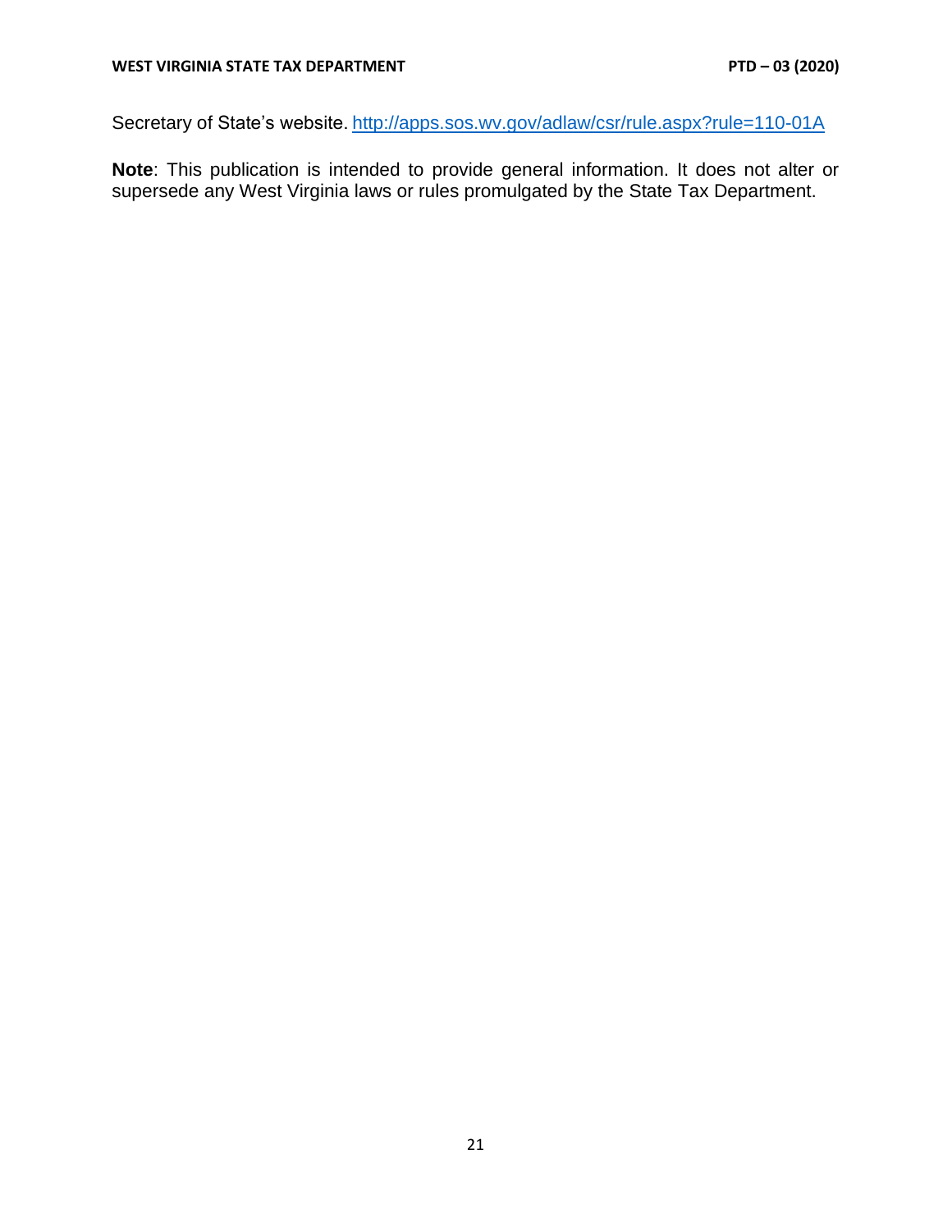Secretary of State's website. [http://apps.sos.wv.gov/adlaw/csr/rule.aspx?rule=110-01A](http://apps.sos.wv.gov/adlaw/csr/rule.aspx?rule=110-01A)

**Note**: This publication is intended to provide general information. It does not alter or supersede any West Virginia laws or rules promulgated by the State Tax Department.